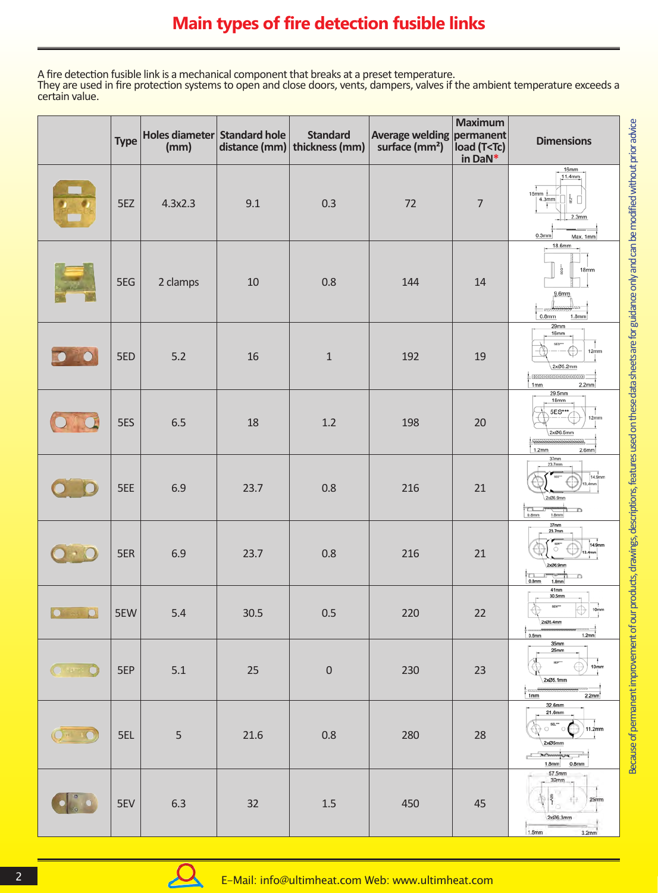# Main types of fire detection fusible links

A fire detection fusible link is a mechanical component that breaks at a preset temperature.
They are used in fire protection systems to open and close doors, vents, dampers, valves if the ambient temperature exceeds a certain value.

| | Type | Holes diameter (mm) | Standard hole distance (mm) | Standard thickness (mm) | Average welding surface (mm²) | Maximum permanent load (T<Tc) in DaN* | Dimensions |
|---|---|---|---|---|---|---|---|
| | 5EZ | 4.3x2.3 | 9.1 | 0.3 | 72 | 7 | |
| | 5EG | 2 clamps | 10 | 0.8 | 144 | 14 | |
| | 5ED | 5.2 | 16 | 1 | 192 | 19 | |
| | 5ES | 6.5 | 18 | 1.2 | 198 | 20 | |
| | 5EE | 6.9 | 23.7 | 0.8 | 216 | 21 | |
| | 5ER | 6.9 | 23.7 | 0.8 | 216 | 21 | |
| | 5EW | 5.4 | 30.5 | 0.5 | 220 | 22 | |
| | 5EP | 5.1 | 25 | 0 | 230 | 23 | |
| | 5EL | 5 | 21.6 | 0.8 | 280 | 28 | |
| | 5EV | 6.3 | 32 | 1.5 | 450 | 45 | |

Because of permanent improvement of our products, drawings, descriptions, features used on these data sheets are for guidance only and can be modified without prior advice

E-Mail: info@ultimheat.com Web: www.ultimheat.com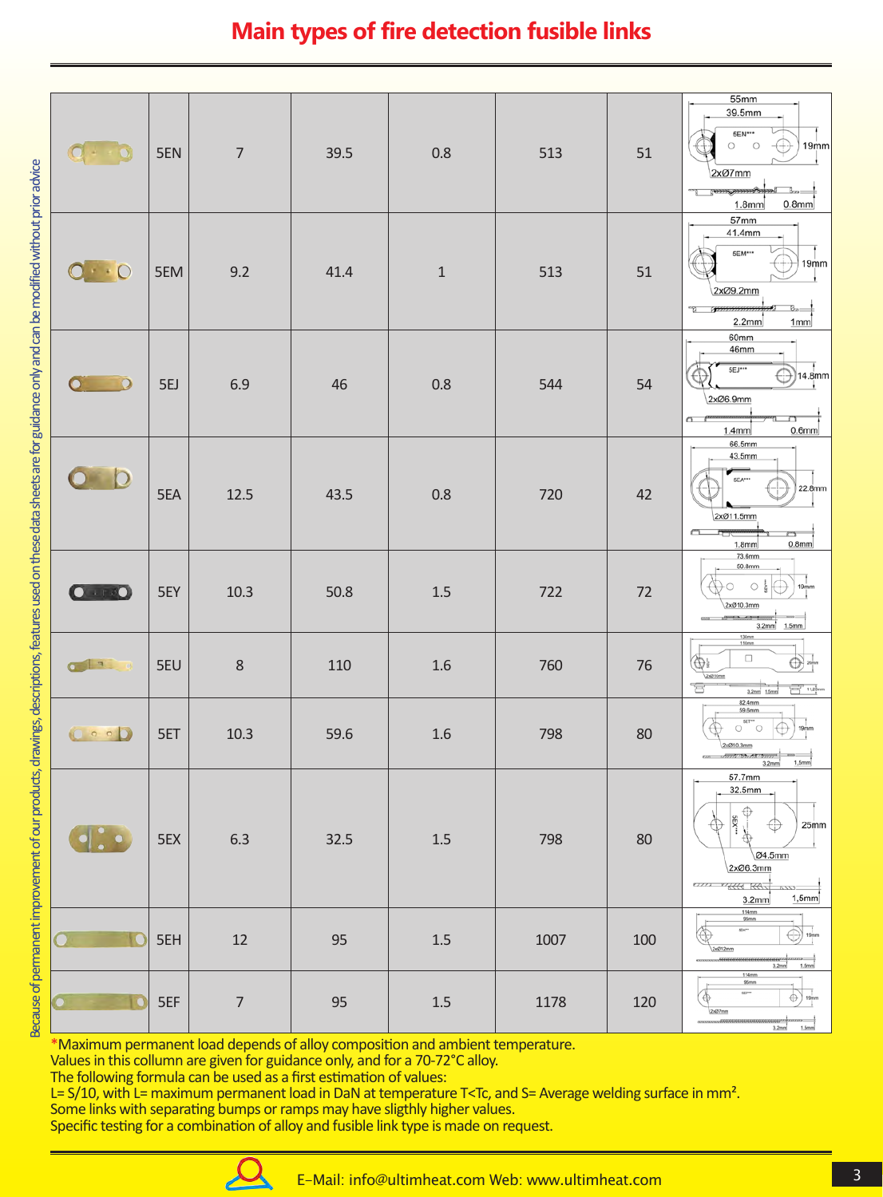# Main types of fire detection fusible links

| | | | | | | | |
|---|---|---|---|---|---|---|---|
| | 5EN | 7 | 39.5 | 0.8 | 513 | 51 | 55mm<br>39.5mm<br>5EN***<br>19mm<br>2xØ7mm<br>1.8mm 0.8mm |
| | 5EM | 9.2 | 41.4 | 1 | 513 | 51 | 57mm<br>41.4mm<br>5EM***<br>19mm<br>2xØ9.2mm<br>2.2mm 1mm |
| | 5EJ | 6.9 | 46 | 0.8 | 544 | 54 | 60mm<br>46mm<br>5EJ***<br>14.8mm<br>2xØ6.9mm<br>1.4mm 0.6mm |
| | 5EA | 12.5 | 43.5 | 0.8 | 720 | 42 | 66.5mm<br>43.5mm<br>5EA***<br>22.8mm<br>2xØ11.5mm<br>1.8mm 0.8mm |
| | 5EY | 10.3 | 50.8 | 1.5 | 722 | 72 | 73.6mm<br>50.8mm<br>5EY***<br>19mm<br>2xØ10.3mm<br>3.2mm 1.5mm |
| | 5EU | 8 | 110 | 1.6 | 760 | 76 | 130mm<br>110mm<br>26mm<br>2xØ10mm<br>3.2mm 1.5mm<br>11.2mm |
| | 5ET | 10.3 | 59.6 | 1.6 | 798 | 80 | 82.4mm<br>59.6mm<br>5ET***<br>19mm<br>2xØ10.3mm<br>3.2mm 1.5mm |
| | 5EX | 6.3 | 32.5 | 1.5 | 798 | 80 | 57.7mm<br>32.5mm<br>5EX***<br>25mm<br>Ø4.5mm<br>2xØ6.3mm<br>3.2mm 1,5mm |
| | 5EH | 12 | 95 | 1.5 | 1007 | 100 | 114mm<br>95mm<br>5EH***<br>19mm<br>2xØ12mm<br>3.2mm 1.5mm |
| | 5EF | 7 | 95 | 1.5 | 1178 | 120 | 114mm<br>95mm<br>5EF***<br>19mm<br>2xØ7mm<br>3.2mm 1.5mm |

*Maximum permanent load depends of alloy composition and ambient temperature.
Values in this collumn are given for guidance only, and for a 70-72°C alloy.
The following formula can be used as a first estimation of values:
L= S/10, with L= maximum permanent load in DaN at temperature T<Tc, and S= Average welding surface in mm².
Some links with separating bumps or ramps may have sligthly higher values.
Specific testing for a combination of alloy and fusible link type is made on request.

Because of permanent improvement of our products, drawings, descriptions, features used on these data sheets are for guidance only and can be modified without prior advice

E-Mail: info@ultimheat.com Web: www.ultimheat.com